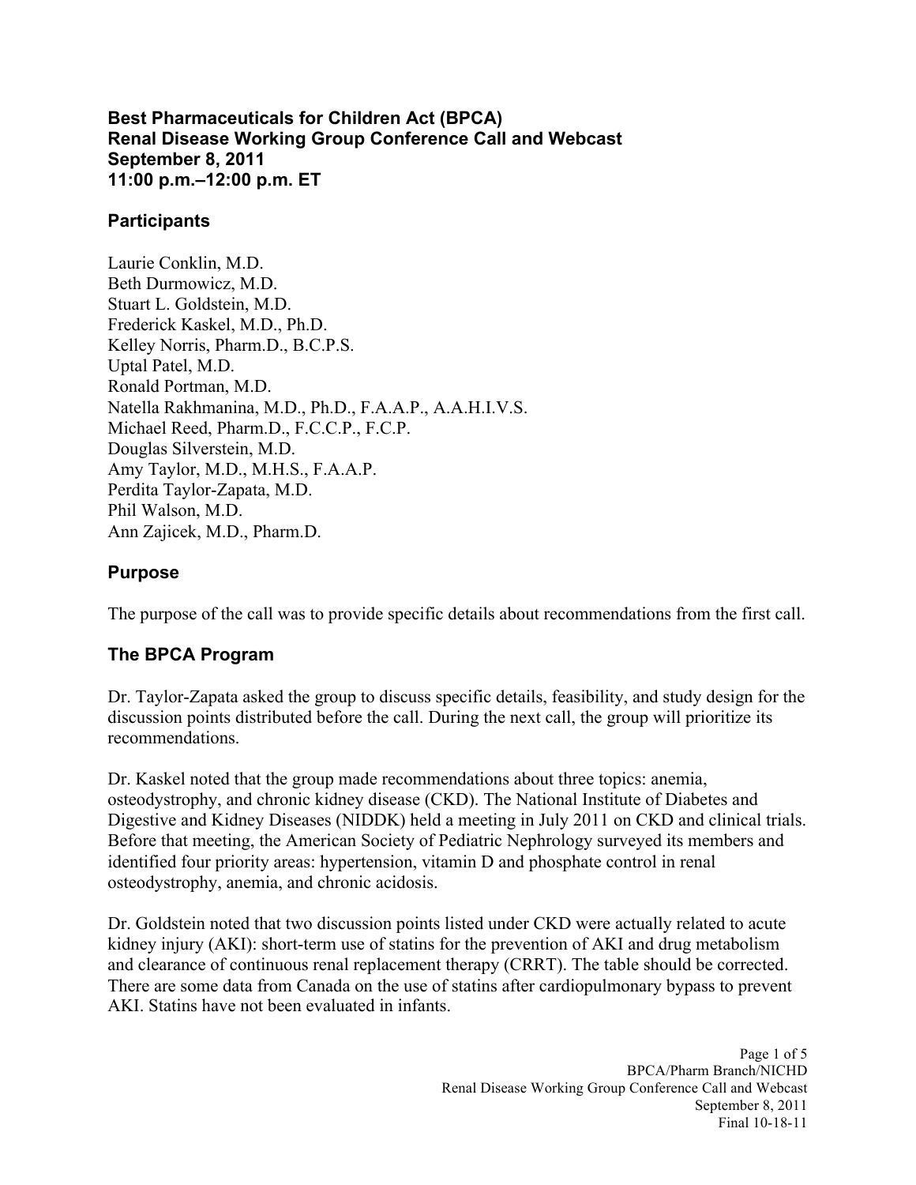# Best Pharmaceuticals for Children Act (BPCA)
# Renal Disease Working Group Conference Call and Webcast
# September 8, 2011
# 11:00 p.m.–12:00 p.m. ET

## Participants

Laurie Conklin, M.D.
Beth Durmowicz, M.D.
Stuart L. Goldstein, M.D.
Frederick Kaskel, M.D., Ph.D.
Kelley Norris, Pharm.D., B.C.P.S.
Uptal Patel, M.D.
Ronald Portman, M.D.
Natella Rakhmanina, M.D., Ph.D., F.A.A.P., A.A.H.I.V.S.
Michael Reed, Pharm.D., F.C.C.P., F.C.P.
Douglas Silverstein, M.D.
Amy Taylor, M.D., M.H.S., F.A.A.P.
Perdita Taylor-Zapata, M.D.
Phil Walson, M.D.
Ann Zajicek, M.D., Pharm.D.

## Purpose

The purpose of the call was to provide specific details about recommendations from the first call.

## The BPCA Program

Dr. Taylor-Zapata asked the group to discuss specific details, feasibility, and study design for the discussion points distributed before the call. During the next call, the group will prioritize its recommendations.

Dr. Kaskel noted that the group made recommendations about three topics: anemia, osteodystrophy, and chronic kidney disease (CKD). The National Institute of Diabetes and Digestive and Kidney Diseases (NIDDK) held a meeting in July 2011 on CKD and clinical trials. Before that meeting, the American Society of Pediatric Nephrology surveyed its members and identified four priority areas: hypertension, vitamin D and phosphate control in renal osteodystrophy, anemia, and chronic acidosis.

Dr. Goldstein noted that two discussion points listed under CKD were actually related to acute kidney injury (AKI): short-term use of statins for the prevention of AKI and drug metabolism and clearance of continuous renal replacement therapy (CRRT). The table should be corrected. There are some data from Canada on the use of statins after cardiopulmonary bypass to prevent AKI. Statins have not been evaluated in infants.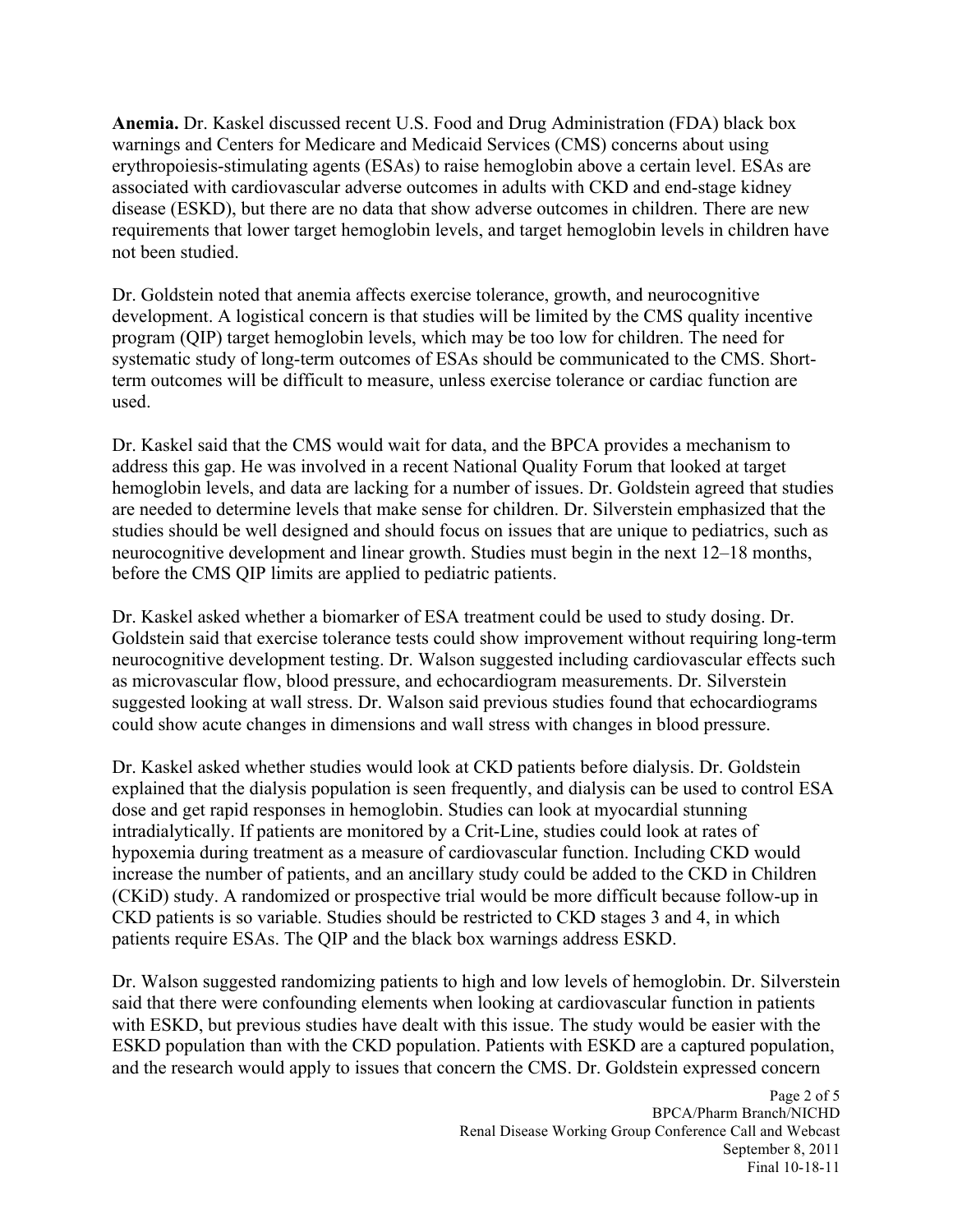**Anemia.** Dr. Kaskel discussed recent U.S. Food and Drug Administration (FDA) black box warnings and Centers for Medicare and Medicaid Services (CMS) concerns about using erythropoiesis-stimulating agents (ESAs) to raise hemoglobin above a certain level. ESAs are associated with cardiovascular adverse outcomes in adults with CKD and end-stage kidney disease (ESKD), but there are no data that show adverse outcomes in children. There are new requirements that lower target hemoglobin levels, and target hemoglobin levels in children have not been studied.

Dr. Goldstein noted that anemia affects exercise tolerance, growth, and neurocognitive development. A logistical concern is that studies will be limited by the CMS quality incentive program (QIP) target hemoglobin levels, which may be too low for children. The need for systematic study of long-term outcomes of ESAs should be communicated to the CMS. Short-term outcomes will be difficult to measure, unless exercise tolerance or cardiac function are used.

Dr. Kaskel said that the CMS would wait for data, and the BPCA provides a mechanism to address this gap. He was involved in a recent National Quality Forum that looked at target hemoglobin levels, and data are lacking for a number of issues. Dr. Goldstein agreed that studies are needed to determine levels that make sense for children. Dr. Silverstein emphasized that the studies should be well designed and should focus on issues that are unique to pediatrics, such as neurocognitive development and linear growth. Studies must begin in the next 12–18 months, before the CMS QIP limits are applied to pediatric patients.

Dr. Kaskel asked whether a biomarker of ESA treatment could be used to study dosing. Dr. Goldstein said that exercise tolerance tests could show improvement without requiring long-term neurocognitive development testing. Dr. Walson suggested including cardiovascular effects such as microvascular flow, blood pressure, and echocardiogram measurements. Dr. Silverstein suggested looking at wall stress. Dr. Walson said previous studies found that echocardiograms could show acute changes in dimensions and wall stress with changes in blood pressure.

Dr. Kaskel asked whether studies would look at CKD patients before dialysis. Dr. Goldstein explained that the dialysis population is seen frequently, and dialysis can be used to control ESA dose and get rapid responses in hemoglobin. Studies can look at myocardial stunning intradialytically. If patients are monitored by a Crit-Line, studies could look at rates of hypoxemia during treatment as a measure of cardiovascular function. Including CKD would increase the number of patients, and an ancillary study could be added to the CKD in Children (CKiD) study. A randomized or prospective trial would be more difficult because follow-up in CKD patients is so variable. Studies should be restricted to CKD stages 3 and 4, in which patients require ESAs. The QIP and the black box warnings address ESKD.

Dr. Walson suggested randomizing patients to high and low levels of hemoglobin. Dr. Silverstein said that there were confounding elements when looking at cardiovascular function in patients with ESKD, but previous studies have dealt with this issue. The study would be easier with the ESKD population than with the CKD population. Patients with ESKD are a captured population, and the research would apply to issues that concern the CMS. Dr. Goldstein expressed concern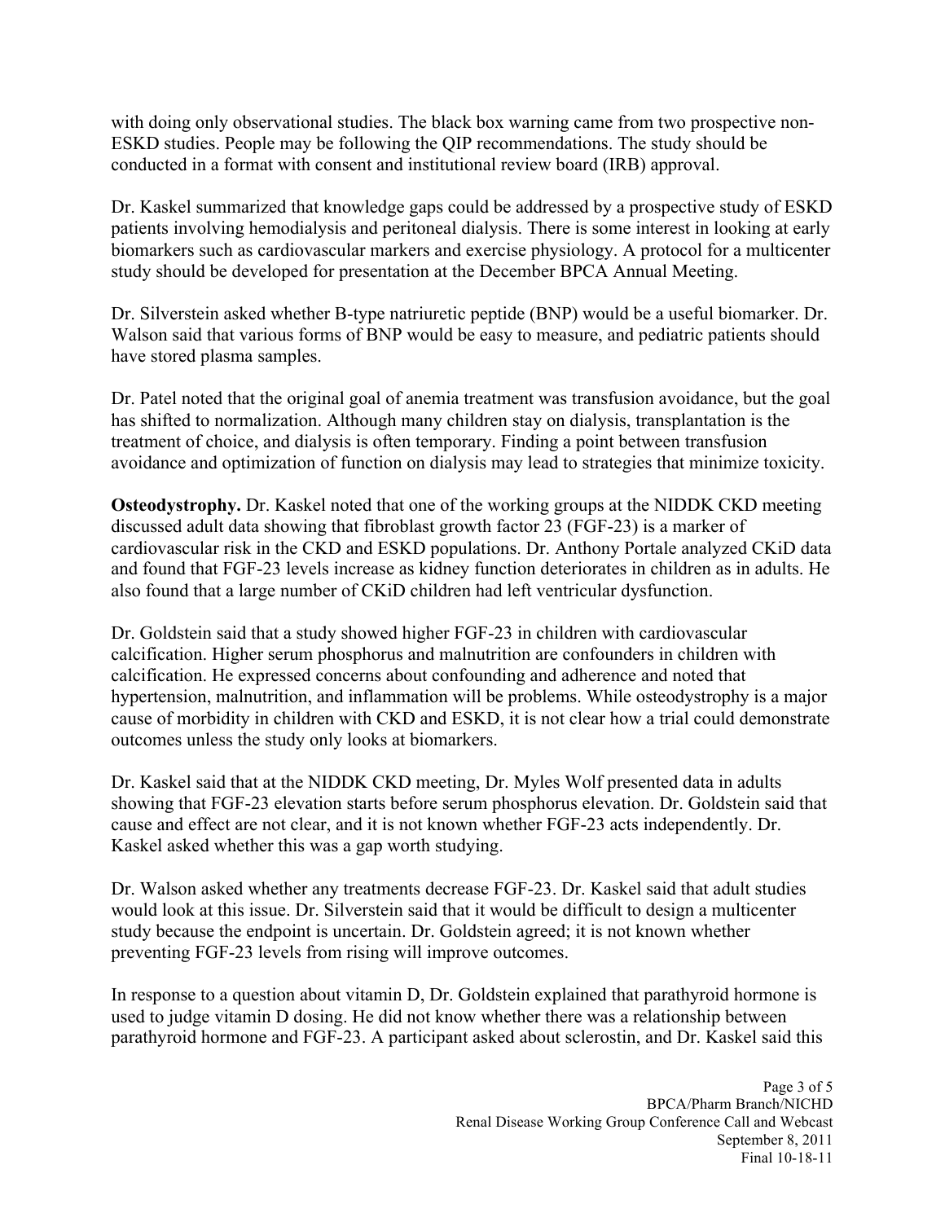with doing only observational studies. The black box warning came from two prospective non-ESKD studies. People may be following the QIP recommendations. The study should be conducted in a format with consent and institutional review board (IRB) approval.

Dr. Kaskel summarized that knowledge gaps could be addressed by a prospective study of ESKD patients involving hemodialysis and peritoneal dialysis. There is some interest in looking at early biomarkers such as cardiovascular markers and exercise physiology. A protocol for a multicenter study should be developed for presentation at the December BPCA Annual Meeting.

Dr. Silverstein asked whether B-type natriuretic peptide (BNP) would be a useful biomarker. Dr. Walson said that various forms of BNP would be easy to measure, and pediatric patients should have stored plasma samples.

Dr. Patel noted that the original goal of anemia treatment was transfusion avoidance, but the goal has shifted to normalization. Although many children stay on dialysis, transplantation is the treatment of choice, and dialysis is often temporary. Finding a point between transfusion avoidance and optimization of function on dialysis may lead to strategies that minimize toxicity.

**Osteodystrophy.** Dr. Kaskel noted that one of the working groups at the NIDDK CKD meeting discussed adult data showing that fibroblast growth factor 23 (FGF-23) is a marker of cardiovascular risk in the CKD and ESKD populations. Dr. Anthony Portale analyzed CKiD data and found that FGF-23 levels increase as kidney function deteriorates in children as in adults. He also found that a large number of CKiD children had left ventricular dysfunction.

Dr. Goldstein said that a study showed higher FGF-23 in children with cardiovascular calcification. Higher serum phosphorus and malnutrition are confounders in children with calcification. He expressed concerns about confounding and adherence and noted that hypertension, malnutrition, and inflammation will be problems. While osteodystrophy is a major cause of morbidity in children with CKD and ESKD, it is not clear how a trial could demonstrate outcomes unless the study only looks at biomarkers.

Dr. Kaskel said that at the NIDDK CKD meeting, Dr. Myles Wolf presented data in adults showing that FGF-23 elevation starts before serum phosphorus elevation. Dr. Goldstein said that cause and effect are not clear, and it is not known whether FGF-23 acts independently. Dr. Kaskel asked whether this was a gap worth studying.

Dr. Walson asked whether any treatments decrease FGF-23. Dr. Kaskel said that adult studies would look at this issue. Dr. Silverstein said that it would be difficult to design a multicenter study because the endpoint is uncertain. Dr. Goldstein agreed; it is not known whether preventing FGF-23 levels from rising will improve outcomes.

In response to a question about vitamin D, Dr. Goldstein explained that parathyroid hormone is used to judge vitamin D dosing. He did not know whether there was a relationship between parathyroid hormone and FGF-23. A participant asked about sclerostin, and Dr. Kaskel said this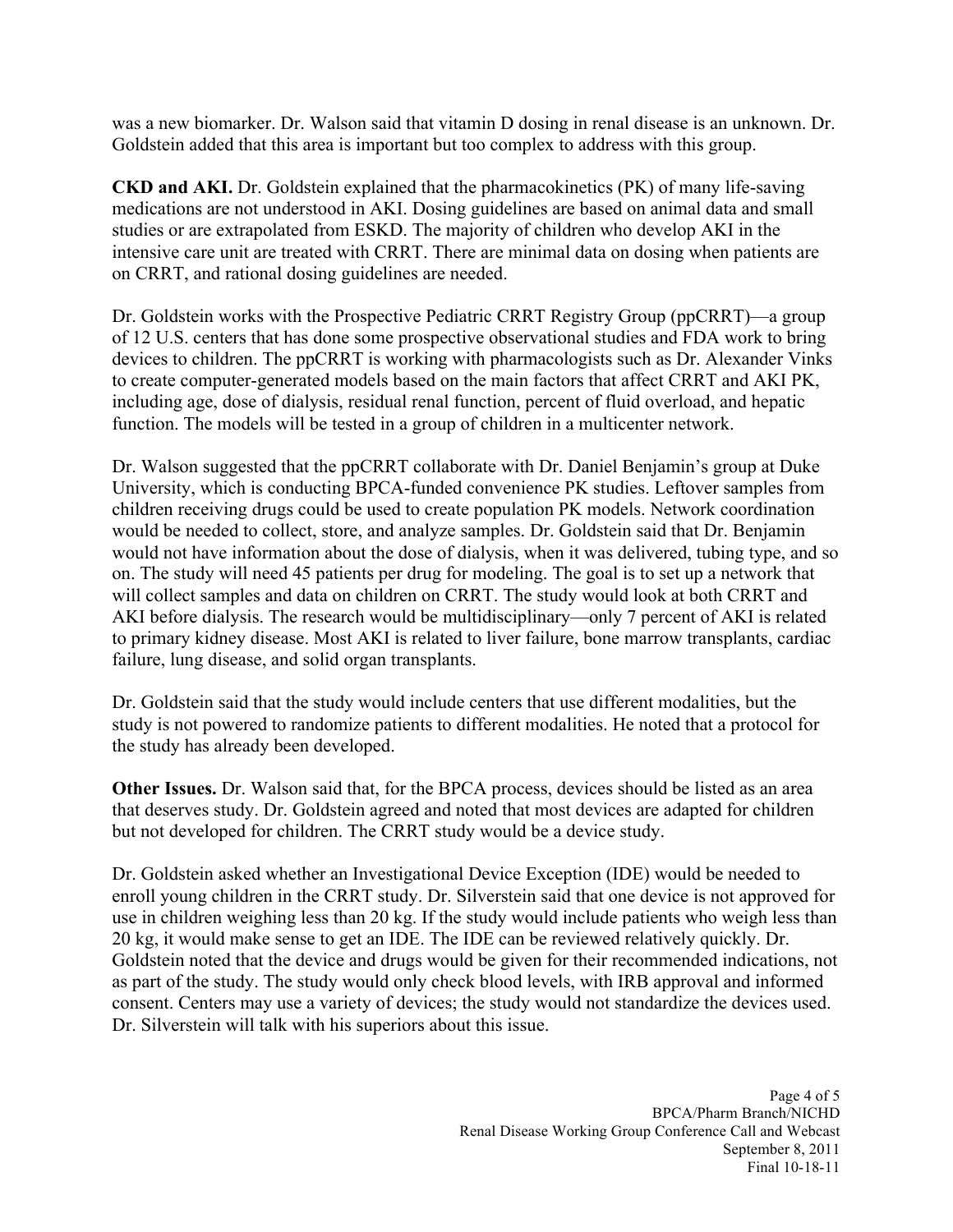was a new biomarker. Dr. Walson said that vitamin D dosing in renal disease is an unknown. Dr. Goldstein added that this area is important but too complex to address with this group.

**CKD and AKI.** Dr. Goldstein explained that the pharmacokinetics (PK) of many life-saving medications are not understood in AKI. Dosing guidelines are based on animal data and small studies or are extrapolated from ESKD. The majority of children who develop AKI in the intensive care unit are treated with CRRT. There are minimal data on dosing when patients are on CRRT, and rational dosing guidelines are needed.

Dr. Goldstein works with the Prospective Pediatric CRRT Registry Group (ppCRRT)—a group of 12 U.S. centers that has done some prospective observational studies and FDA work to bring devices to children. The ppCRRT is working with pharmacologists such as Dr. Alexander Vinks to create computer-generated models based on the main factors that affect CRRT and AKI PK, including age, dose of dialysis, residual renal function, percent of fluid overload, and hepatic function. The models will be tested in a group of children in a multicenter network.

Dr. Walson suggested that the ppCRRT collaborate with Dr. Daniel Benjamin's group at Duke University, which is conducting BPCA-funded convenience PK studies. Leftover samples from children receiving drugs could be used to create population PK models. Network coordination would be needed to collect, store, and analyze samples. Dr. Goldstein said that Dr. Benjamin would not have information about the dose of dialysis, when it was delivered, tubing type, and so on. The study will need 45 patients per drug for modeling. The goal is to set up a network that will collect samples and data on children on CRRT. The study would look at both CRRT and AKI before dialysis. The research would be multidisciplinary—only 7 percent of AKI is related to primary kidney disease. Most AKI is related to liver failure, bone marrow transplants, cardiac failure, lung disease, and solid organ transplants.

Dr. Goldstein said that the study would include centers that use different modalities, but the study is not powered to randomize patients to different modalities. He noted that a protocol for the study has already been developed.

**Other Issues.** Dr. Walson said that, for the BPCA process, devices should be listed as an area that deserves study. Dr. Goldstein agreed and noted that most devices are adapted for children but not developed for children. The CRRT study would be a device study.

Dr. Goldstein asked whether an Investigational Device Exception (IDE) would be needed to enroll young children in the CRRT study. Dr. Silverstein said that one device is not approved for use in children weighing less than 20 kg. If the study would include patients who weigh less than 20 kg, it would make sense to get an IDE. The IDE can be reviewed relatively quickly. Dr. Goldstein noted that the device and drugs would be given for their recommended indications, not as part of the study. The study would only check blood levels, with IRB approval and informed consent. Centers may use a variety of devices; the study would not standardize the devices used. Dr. Silverstein will talk with his superiors about this issue.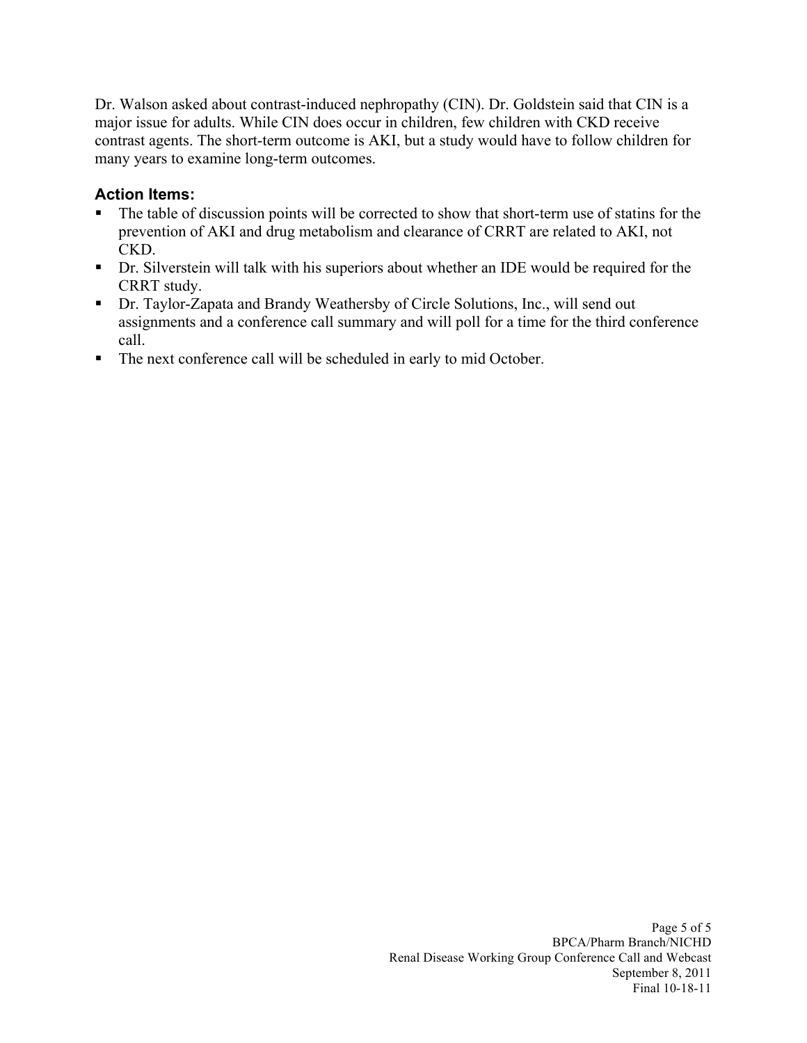Dr. Walson asked about contrast-induced nephropathy (CIN). Dr. Goldstein said that CIN is a major issue for adults. While CIN does occur in children, few children with CKD receive contrast agents. The short-term outcome is AKI, but a study would have to follow children for many years to examine long-term outcomes.

### Action Items:

- The table of discussion points will be corrected to show that short-term use of statins for the prevention of AKI and drug metabolism and clearance of CRRT are related to AKI, not CKD.
- Dr. Silverstein will talk with his superiors about whether an IDE would be required for the CRRT study.
- Dr. Taylor-Zapata and Brandy Weathersby of Circle Solutions, Inc., will send out assignments and a conference call summary and will poll for a time for the third conference call.
- The next conference call will be scheduled in early to mid October.